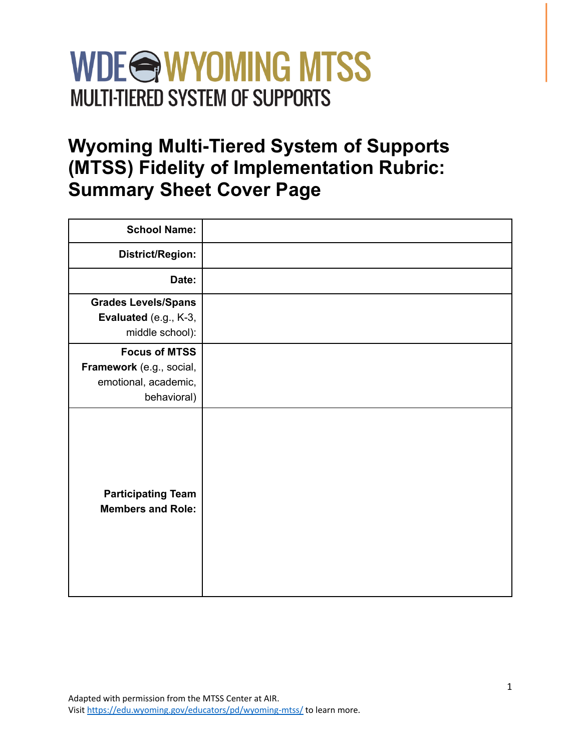WDE WYOMING MTSS
MULTI-TIERED SYSTEM OF SUPPORTS

# Wyoming Multi-Tiered System of Supports (MTSS) Fidelity of Implementation Rubric: Summary Sheet Cover Page

| | |
|---|---|
| **School Name:** | |
| **District/Region:** | |
| **Date:** | |
| **Grades Levels/Spans Evaluated** (e.g., K-3, middle school): | |
| **Focus of MTSS Framework** (e.g., social, emotional, academic, behavioral) | |
| **Participating Team Members and Role:** | |

Adapted with permission from the MTSS Center at AIR.
Visit https://edu.wyoming.gov/educators/pd/wyoming-mtss/ to learn more.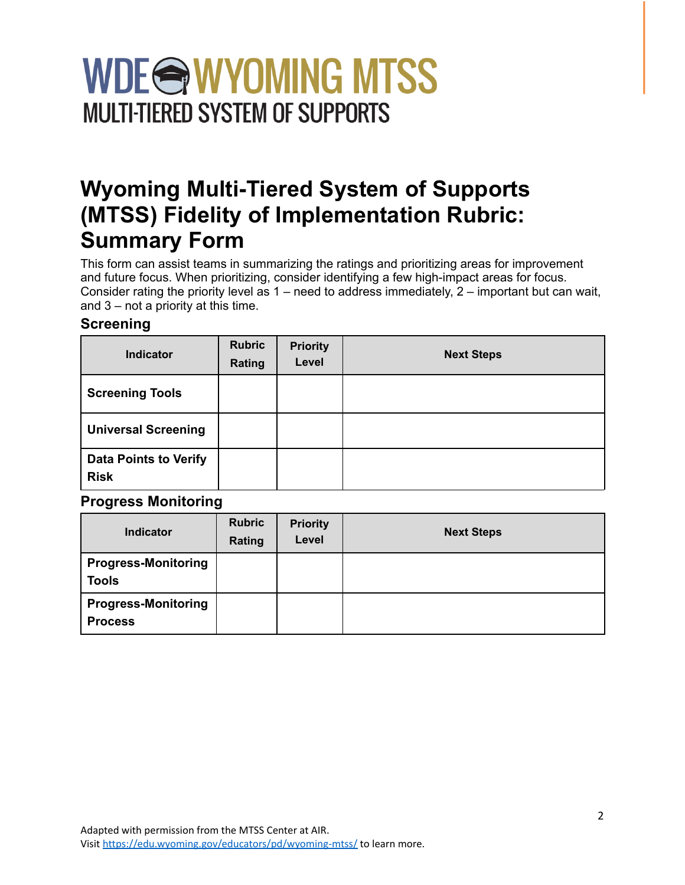# WDE WYOMING MTSS
## MULTI-TIERED SYSTEM OF SUPPORTS

# Wyoming Multi-Tiered System of Supports (MTSS) Fidelity of Implementation Rubric: Summary Form

This form can assist teams in summarizing the ratings and prioritizing areas for improvement and future focus. When prioritizing, consider identifying a few high-impact areas for focus. Consider rating the priority level as 1 – need to address immediately, 2 – important but can wait, and 3 – not a priority at this time.

### Screening

| Indicator | Rubric Rating | Priority Level | Next Steps |
|---|---|---|---|
| **Screening Tools** | | | |
| **Universal Screening** | | | |
| **Data Points to Verify Risk** | | | |

### Progress Monitoring

| Indicator | Rubric Rating | Priority Level | Next Steps |
|---|---|---|---|
| **Progress-Monitoring Tools** | | | |
| **Progress-Monitoring Process** | | | |

Adapted with permission from the MTSS Center at AIR.
Visit https://edu.wyoming.gov/educators/pd/wyoming-mtss/ to learn more.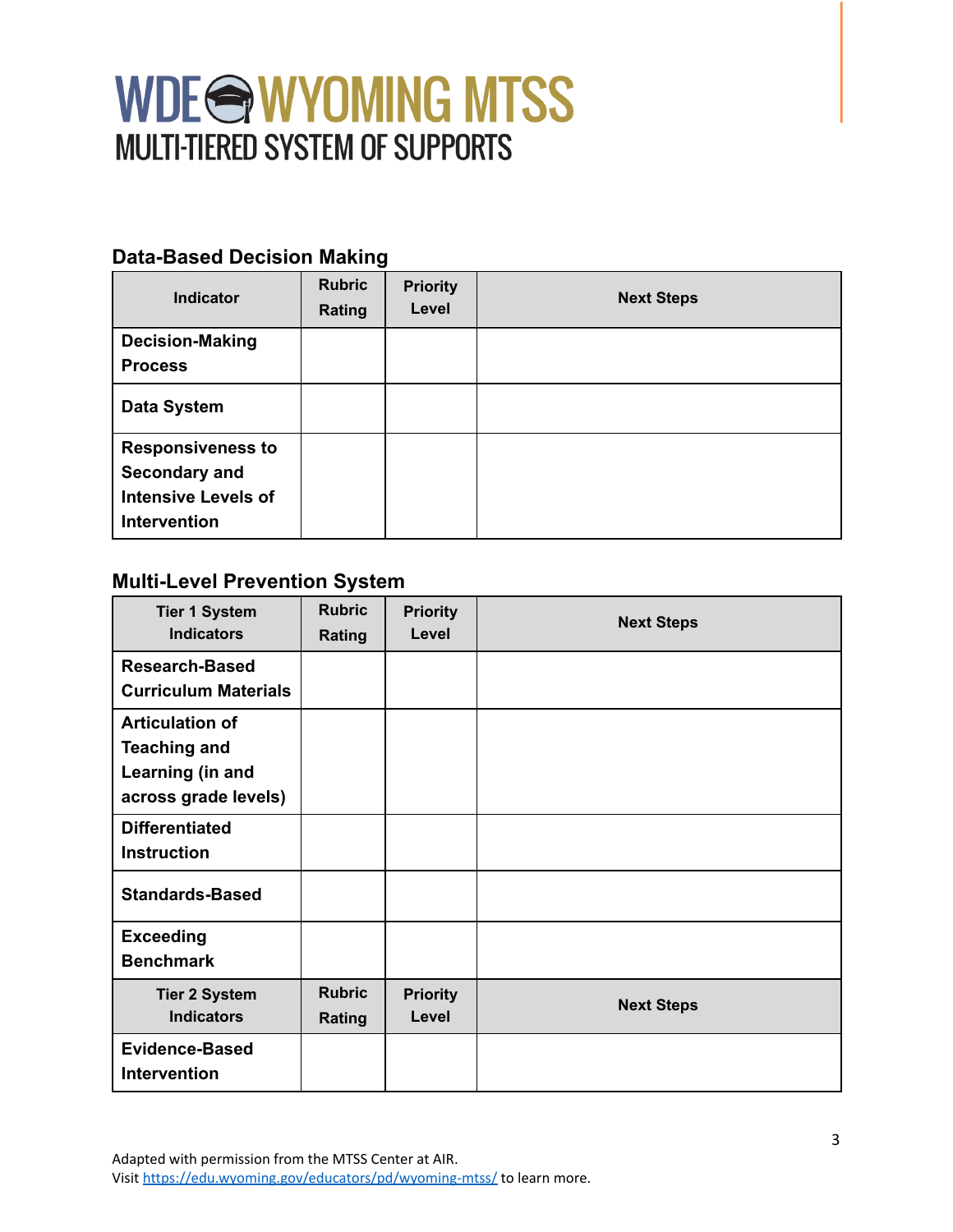# WDE WYOMING MTSS
## MULTI-TIERED SYSTEM OF SUPPORTS

### Data-Based Decision Making

| Indicator | Rubric Rating | Priority Level | Next Steps |
|---|---|---|---|
| **Decision-Making Process** | | | |
| **Data System** | | | |
| **Responsiveness to Secondary and Intensive Levels of Intervention** | | | |

### Multi-Level Prevention System

| Tier 1 System Indicators | Rubric Rating | Priority Level | Next Steps |
|---|---|---|---|
| **Research-Based Curriculum Materials** | | | |
| **Articulation of Teaching and Learning (in and across grade levels)** | | | |
| **Differentiated Instruction** | | | |
| **Standards-Based** | | | |
| **Exceeding Benchmark** | | | |
| **Tier 2 System Indicators** | **Rubric Rating** | **Priority Level** | **Next Steps** |
| **Evidence-Based Intervention** | | | |

Adapted with permission from the MTSS Center at AIR.
Visit https://edu.wyoming.gov/educators/pd/wyoming-mtss/ to learn more.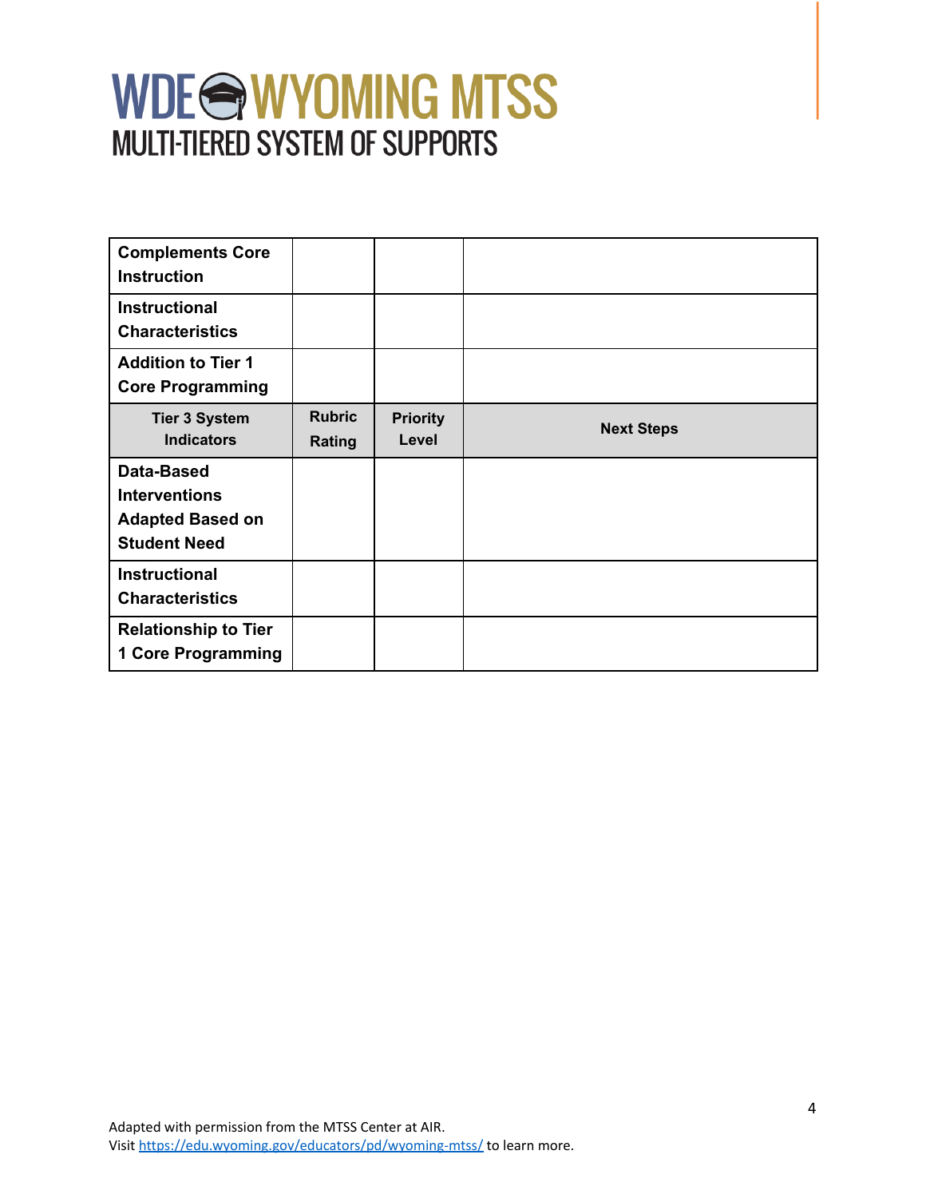# WDE WYOMING MTSS
MULTI-TIERED SYSTEM OF SUPPORTS

| **Complements Core Instruction** | | | |
|---|---|---|---|
| **Instructional Characteristics** | | | |
| **Addition to Tier 1 Core Programming** | | | |
| **Tier 3 System Indicators** | **Rubric Rating** | **Priority Level** | **Next Steps** |
| **Data-Based Interventions Adapted Based on Student Need** | | | |
| **Instructional Characteristics** | | | |
| **Relationship to Tier 1 Core Programming** | | | |

Adapted with permission from the MTSS Center at AIR.
Visit https://edu.wyoming.gov/educators/pd/wyoming-mtss/ to learn more.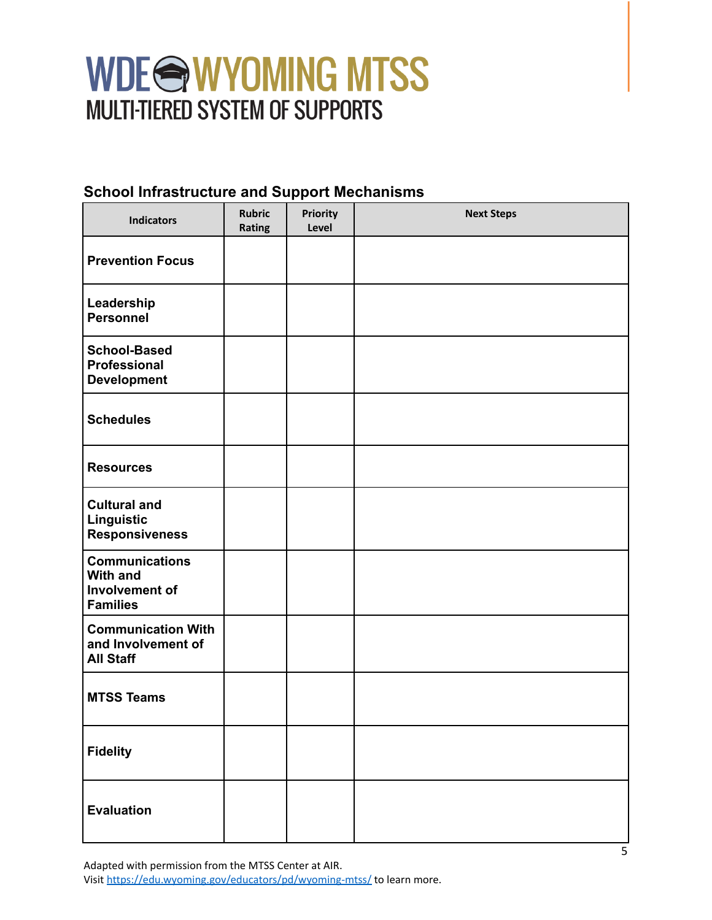WDE WYOMING MTSS
MULTI-TIERED SYSTEM OF SUPPORTS

### School Infrastructure and Support Mechanisms

| Indicators | Rubric Rating | Priority Level | Next Steps |
|---|---|---|---|
| **Prevention Focus** | | | |
| **Leadership Personnel** | | | |
| **School-Based Professional Development** | | | |
| **Schedules** | | | |
| **Resources** | | | |
| **Cultural and Linguistic Responsiveness** | | | |
| **Communications With and Involvement of Families** | | | |
| **Communication With and Involvement of All Staff** | | | |
| **MTSS Teams** | | | |
| **Fidelity** | | | |
| **Evaluation** | | | |

Adapted with permission from the MTSS Center at AIR.
Visit https://edu.wyoming.gov/educators/pd/wyoming-mtss/ to learn more.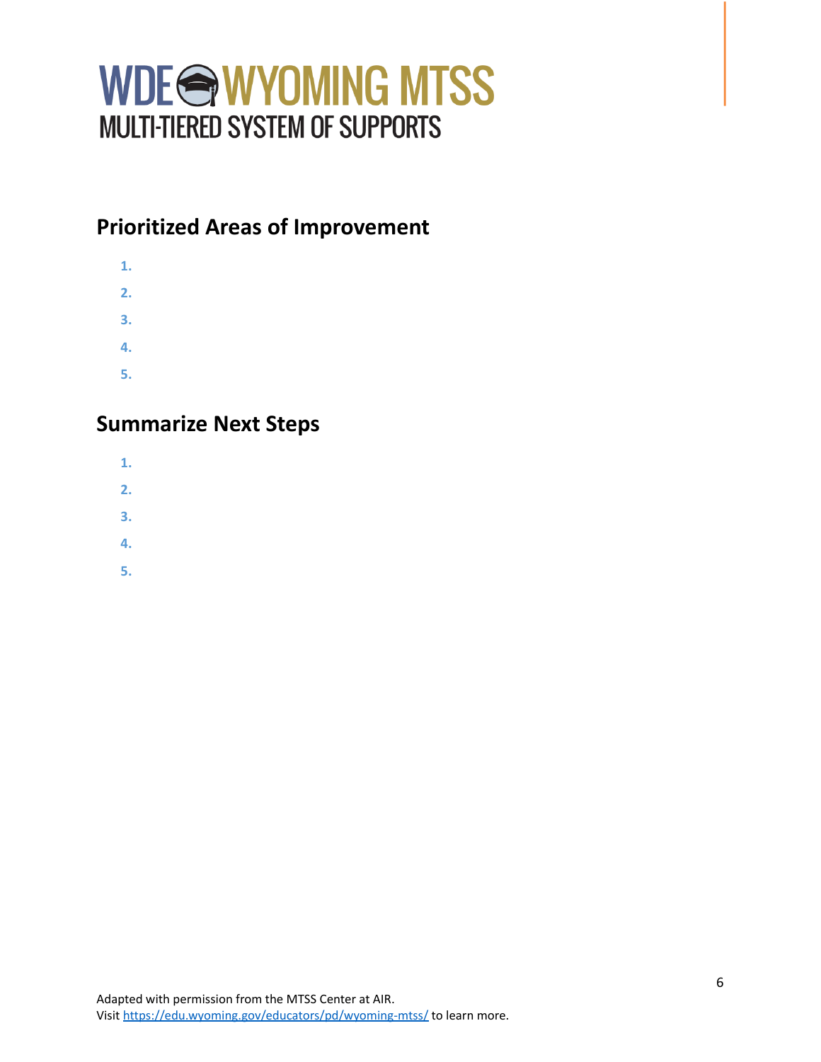WDE WYOMING MTSS
MULTI-TIERED SYSTEM OF SUPPORTS

## Prioritized Areas of Improvement

1.
2.
3.
4.
5.

## Summarize Next Steps

1.
2.
3.
4.
5.

Adapted with permission from the MTSS Center at AIR.
Visit https://edu.wyoming.gov/educators/pd/wyoming-mtss/ to learn more.